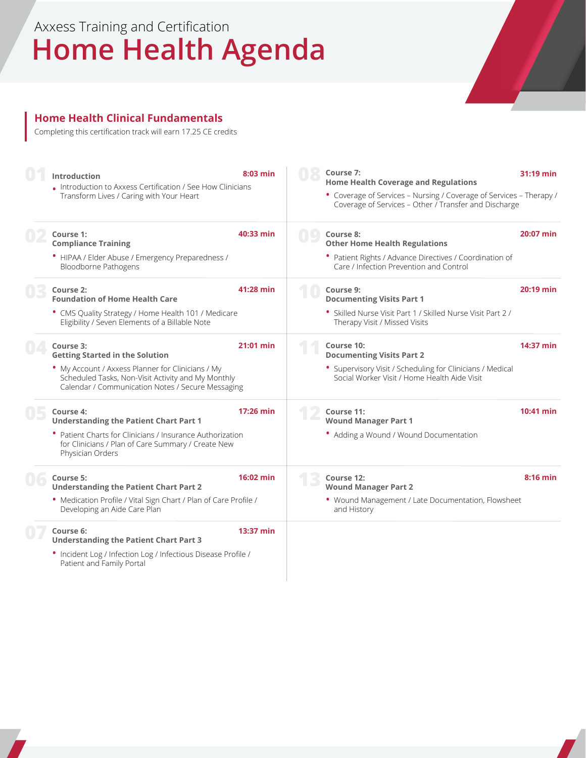Axxess Training and Certification

# Home Health Agenda

## Home Health Clinical Fundamentals

Completing this certification track will earn 17.25 CE credits

### 01 Introduction — 8:03 min

- Introduction to Axxess Certification / See How Clinicians Transform Lives / Caring with Your Heart

### 02 Course 1: Compliance Training — 40:33 min

- HIPAA / Elder Abuse / Emergency Preparedness / Bloodborne Pathogens

### 03 Course 2: Foundation of Home Health Care — 41:28 min

- CMS Quality Strategy / Home Health 101 / Medicare Eligibility / Seven Elements of a Billable Note

### 04 Course 3: Getting Started in the Solution — 21:01 min

- My Account / Axxess Planner for Clinicians / My Scheduled Tasks, Non-Visit Activity and My Monthly Calendar / Communication Notes / Secure Messaging

### 05 Course 4: Understanding the Patient Chart Part 1 — 17:26 min

- Patient Charts for Clinicians / Insurance Authorization for Clinicians / Plan of Care Summary / Create New Physician Orders

### 06 Course 5: Understanding the Patient Chart Part 2 — 16:02 min

- Medication Profile / Vital Sign Chart / Plan of Care Profile / Developing an Aide Care Plan

### 07 Course 6: Understanding the Patient Chart Part 3 — 13:37 min

- Incident Log / Infection Log / Infectious Disease Profile / Patient and Family Portal

### 08 Course 7: Home Health Coverage and Regulations — 31:19 min

- Coverage of Services – Nursing / Coverage of Services – Therapy / Coverage of Services – Other / Transfer and Discharge

### 09 Course 8: Other Home Health Regulations — 20:07 min

- Patient Rights / Advance Directives / Coordination of Care / Infection Prevention and Control

### 10 Course 9: Documenting Visits Part 1 — 20:19 min

- Skilled Nurse Visit Part 1 / Skilled Nurse Visit Part 2 / Therapy Visit / Missed Visits

### 11 Course 10: Documenting Visits Part 2 — 14:37 min

- Supervisory Visit / Scheduling for Clinicians / Medical Social Worker Visit / Home Health Aide Visit

### 12 Course 11: Wound Manager Part 1 — 10:41 min

- Adding a Wound / Wound Documentation

### 13 Course 12: Wound Manager Part 2 — 8:16 min

- Wound Management / Late Documentation, Flowsheet and History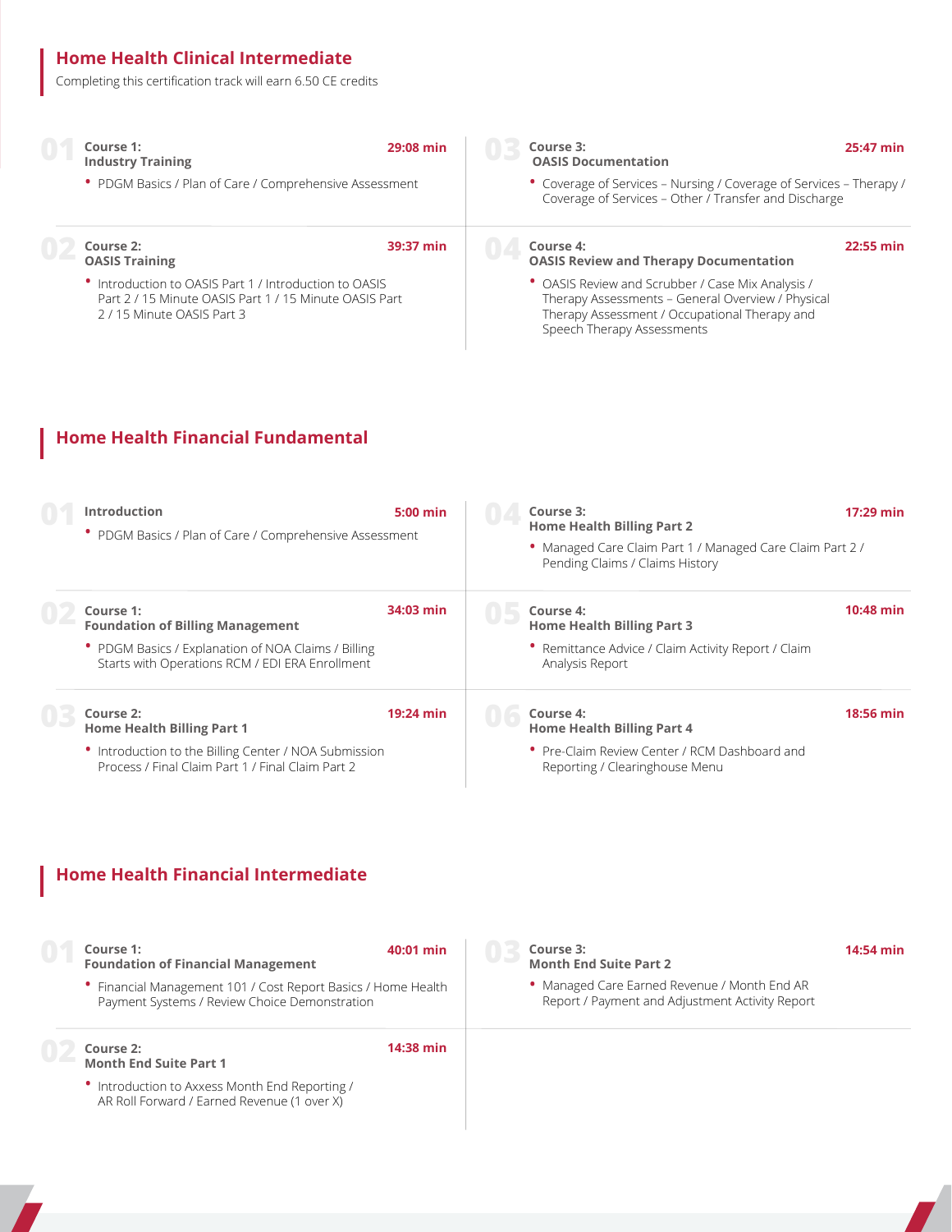## Home Health Clinical Intermediate

Completing this certification track will earn 6.50 CE credits

**01 Course 1: Industry Training** — 29:08 min

- PDGM Basics / Plan of Care / Comprehensive Assessment

**02 Course 2: OASIS Training** — 39:37 min

- Introduction to OASIS Part 1 / Introduction to OASIS Part 2 / 15 Minute OASIS Part 1 / 15 Minute OASIS Part 2 / 15 Minute OASIS Part 3

**03 Course 3: OASIS Documentation** — 25:47 min

- Coverage of Services – Nursing / Coverage of Services – Therapy / Coverage of Services – Other / Transfer and Discharge

**04 Course 4: OASIS Review and Therapy Documentation** — 22:55 min

- OASIS Review and Scrubber / Case Mix Analysis / Therapy Assessments – General Overview / Physical Therapy Assessment / Occupational Therapy and Speech Therapy Assessments

## Home Health Financial Fundamental

**01 Introduction** — 5:00 min

- PDGM Basics / Plan of Care / Comprehensive Assessment

**02 Course 1: Foundation of Billing Management** — 34:03 min

- PDGM Basics / Explanation of NOA Claims / Billing Starts with Operations RCM / EDI ERA Enrollment

**03 Course 2: Home Health Billing Part 1** — 19:24 min

- Introduction to the Billing Center / NOA Submission Process / Final Claim Part 1 / Final Claim Part 2

**04 Course 3: Home Health Billing Part 2** — 17:29 min

- Managed Care Claim Part 1 / Managed Care Claim Part 2 / Pending Claims / Claims History

**05 Course 4: Home Health Billing Part 3** — 10:48 min

- Remittance Advice / Claim Activity Report / Claim Analysis Report

**06 Course 4: Home Health Billing Part 4** — 18:56 min

- Pre-Claim Review Center / RCM Dashboard and Reporting / Clearinghouse Menu

## Home Health Financial Intermediate

**01 Course 1: Foundation of Financial Management** — 40:01 min

- Financial Management 101 / Cost Report Basics / Home Health Payment Systems / Review Choice Demonstration

**02 Course 2: Month End Suite Part 1** — 14:38 min

- Introduction to Axxess Month End Reporting / AR Roll Forward / Earned Revenue (1 over X)

**03 Course 3: Month End Suite Part 2** — 14:54 min

- Managed Care Earned Revenue / Month End AR Report / Payment and Adjustment Activity Report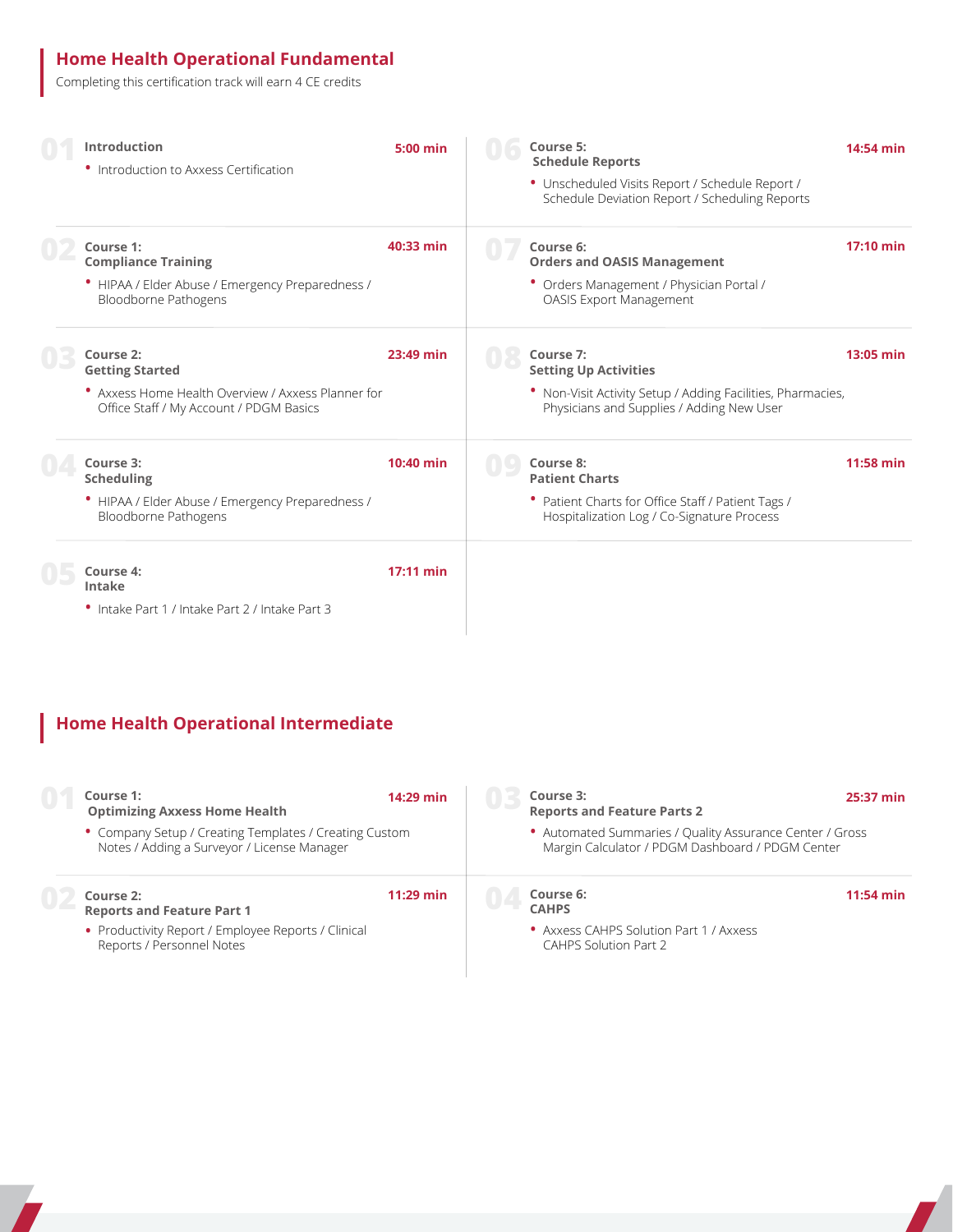## Home Health Operational Fundamental

Completing this certification track will earn 4 CE credits

**01 Introduction** — 5:00 min
- Introduction to Axxess Certification

**02 Course 1: Compliance Training** — 40:33 min
- HIPAA / Elder Abuse / Emergency Preparedness / Bloodborne Pathogens

**03 Course 2: Getting Started** — 23:49 min
- Axxess Home Health Overview / Axxess Planner for Office Staff / My Account / PDGM Basics

**04 Course 3: Scheduling** — 10:40 min
- HIPAA / Elder Abuse / Emergency Preparedness / Bloodborne Pathogens

**05 Course 4: Intake** — 17:11 min
- Intake Part 1 / Intake Part 2 / Intake Part 3

**06 Course 5: Schedule Reports** — 14:54 min
- Unscheduled Visits Report / Schedule Report / Schedule Deviation Report / Scheduling Reports

**07 Course 6: Orders and OASIS Management** — 17:10 min
- Orders Management / Physician Portal / OASIS Export Management

**08 Course 7: Setting Up Activities** — 13:05 min
- Non-Visit Activity Setup / Adding Facilities, Pharmacies, Physicians and Supplies / Adding New User

**09 Course 8: Patient Charts** — 11:58 min
- Patient Charts for Office Staff / Patient Tags / Hospitalization Log / Co-Signature Process

## Home Health Operational Intermediate

**01 Course 1: Optimizing Axxess Home Health** — 14:29 min
- Company Setup / Creating Templates / Creating Custom Notes / Adding a Surveyor / License Manager

**02 Course 2: Reports and Feature Part 1** — 11:29 min
- Productivity Report / Employee Reports / Clinical Reports / Personnel Notes

**03 Course 3: Reports and Feature Parts 2** — 25:37 min
- Automated Summaries / Quality Assurance Center / Gross Margin Calculator / PDGM Dashboard / PDGM Center

**04 Course 6: CAHPS** — 11:54 min
- Axxess CAHPS Solution Part 1 / Axxess CAHPS Solution Part 2